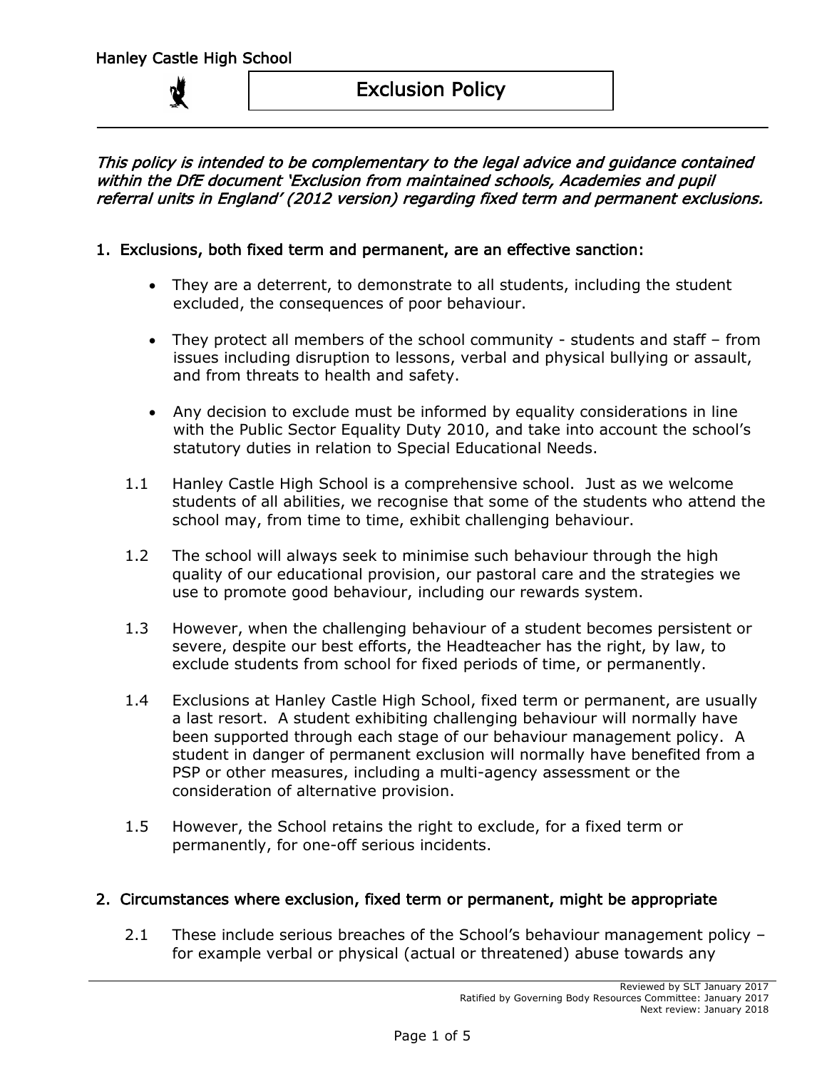Hanley Castle High School

# Exclusion Policy

*This policy is intended to be complementary to the legal advice and guidance contained within the DfE document 'Exclusion from maintained schools, Academies and pupil referral units in England' (2012 version) regarding fixed term and permanent exclusions.*

## 1. Exclusions, both fixed term and permanent, are an effective sanction:

- They are a deterrent, to demonstrate to all students, including the student excluded, the consequences of poor behaviour.
- They protect all members of the school community - students and staff – from issues including disruption to lessons, verbal and physical bullying or assault, and from threats to health and safety.
- Any decision to exclude must be informed by equality considerations in line with the Public Sector Equality Duty 2010, and take into account the school's statutory duties in relation to Special Educational Needs.

1.1 Hanley Castle High School is a comprehensive school. Just as we welcome students of all abilities, we recognise that some of the students who attend the school may, from time to time, exhibit challenging behaviour.

1.2 The school will always seek to minimise such behaviour through the high quality of our educational provision, our pastoral care and the strategies we use to promote good behaviour, including our rewards system.

1.3 However, when the challenging behaviour of a student becomes persistent or severe, despite our best efforts, the Headteacher has the right, by law, to exclude students from school for fixed periods of time, or permanently.

1.4 Exclusions at Hanley Castle High School, fixed term or permanent, are usually a last resort. A student exhibiting challenging behaviour will normally have been supported through each stage of our behaviour management policy. A student in danger of permanent exclusion will normally have benefited from a PSP or other measures, including a multi-agency assessment or the consideration of alternative provision.

1.5 However, the School retains the right to exclude, for a fixed term or permanently, for one-off serious incidents.

## 2. Circumstances where exclusion, fixed term or permanent, might be appropriate

2.1 These include serious breaches of the School's behaviour management policy – for example verbal or physical (actual or threatened) abuse towards any

Reviewed by SLT January 2017
Ratified by Governing Body Resources Committee: January 2017
Next review: January 2018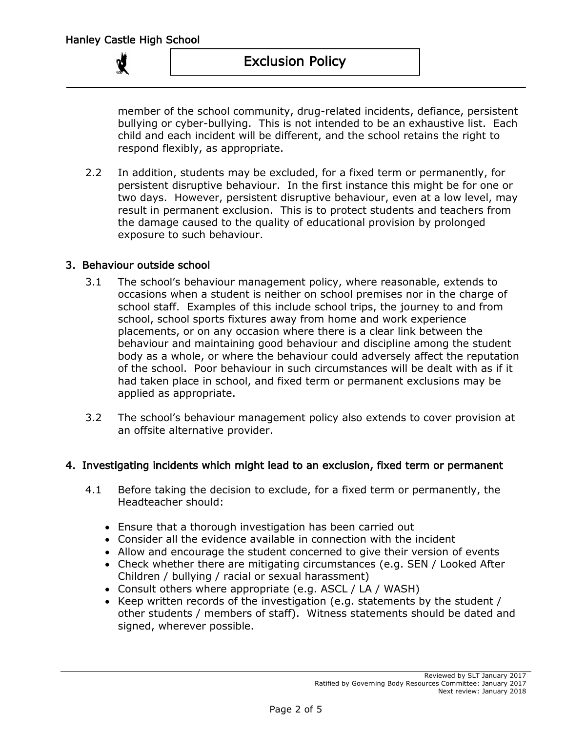member of the school community, drug-related incidents, defiance, persistent bullying or cyber-bullying. This is not intended to be an exhaustive list. Each child and each incident will be different, and the school retains the right to respond flexibly, as appropriate.

2.2 In addition, students may be excluded, for a fixed term or permanently, for persistent disruptive behaviour. In the first instance this might be for one or two days. However, persistent disruptive behaviour, even at a low level, may result in permanent exclusion. This is to protect students and teachers from the damage caused to the quality of educational provision by prolonged exposure to such behaviour.

## 3. Behaviour outside school

3.1 The school's behaviour management policy, where reasonable, extends to occasions when a student is neither on school premises nor in the charge of school staff. Examples of this include school trips, the journey to and from school, school sports fixtures away from home and work experience placements, or on any occasion where there is a clear link between the behaviour and maintaining good behaviour and discipline among the student body as a whole, or where the behaviour could adversely affect the reputation of the school. Poor behaviour in such circumstances will be dealt with as if it had taken place in school, and fixed term or permanent exclusions may be applied as appropriate.

3.2 The school's behaviour management policy also extends to cover provision at an offsite alternative provider.

## 4. Investigating incidents which might lead to an exclusion, fixed term or permanent

4.1 Before taking the decision to exclude, for a fixed term or permanently, the Headteacher should:

- Ensure that a thorough investigation has been carried out
- Consider all the evidence available in connection with the incident
- Allow and encourage the student concerned to give their version of events
- Check whether there are mitigating circumstances (e.g. SEN / Looked After Children / bullying / racial or sexual harassment)
- Consult others where appropriate (e.g. ASCL / LA / WASH)
- Keep written records of the investigation (e.g. statements by the student / other students / members of staff). Witness statements should be dated and signed, wherever possible.

Reviewed by SLT January 2017
Ratified by Governing Body Resources Committee: January 2017
Next review: January 2018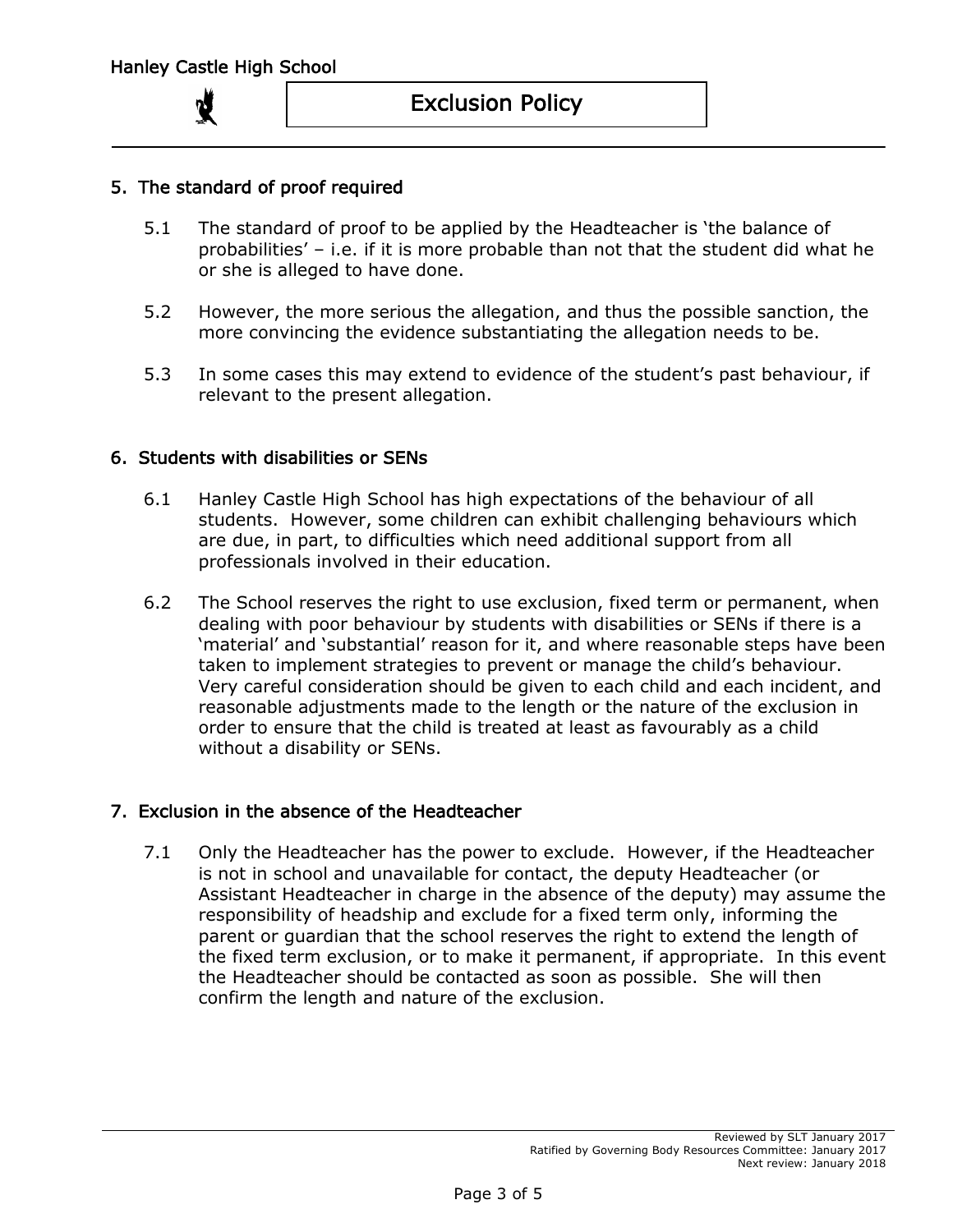## 5. The standard of proof required

5.1 The standard of proof to be applied by the Headteacher is 'the balance of probabilities' – i.e. if it is more probable than not that the student did what he or she is alleged to have done.

5.2 However, the more serious the allegation, and thus the possible sanction, the more convincing the evidence substantiating the allegation needs to be.

5.3 In some cases this may extend to evidence of the student's past behaviour, if relevant to the present allegation.

## 6. Students with disabilities or SENs

6.1 Hanley Castle High School has high expectations of the behaviour of all students. However, some children can exhibit challenging behaviours which are due, in part, to difficulties which need additional support from all professionals involved in their education.

6.2 The School reserves the right to use exclusion, fixed term or permanent, when dealing with poor behaviour by students with disabilities or SENs if there is a 'material' and 'substantial' reason for it, and where reasonable steps have been taken to implement strategies to prevent or manage the child's behaviour. Very careful consideration should be given to each child and each incident, and reasonable adjustments made to the length or the nature of the exclusion in order to ensure that the child is treated at least as favourably as a child without a disability or SENs.

## 7. Exclusion in the absence of the Headteacher

7.1 Only the Headteacher has the power to exclude. However, if the Headteacher is not in school and unavailable for contact, the deputy Headteacher (or Assistant Headteacher in charge in the absence of the deputy) may assume the responsibility of headship and exclude for a fixed term only, informing the parent or guardian that the school reserves the right to extend the length of the fixed term exclusion, or to make it permanent, if appropriate. In this event the Headteacher should be contacted as soon as possible. She will then confirm the length and nature of the exclusion.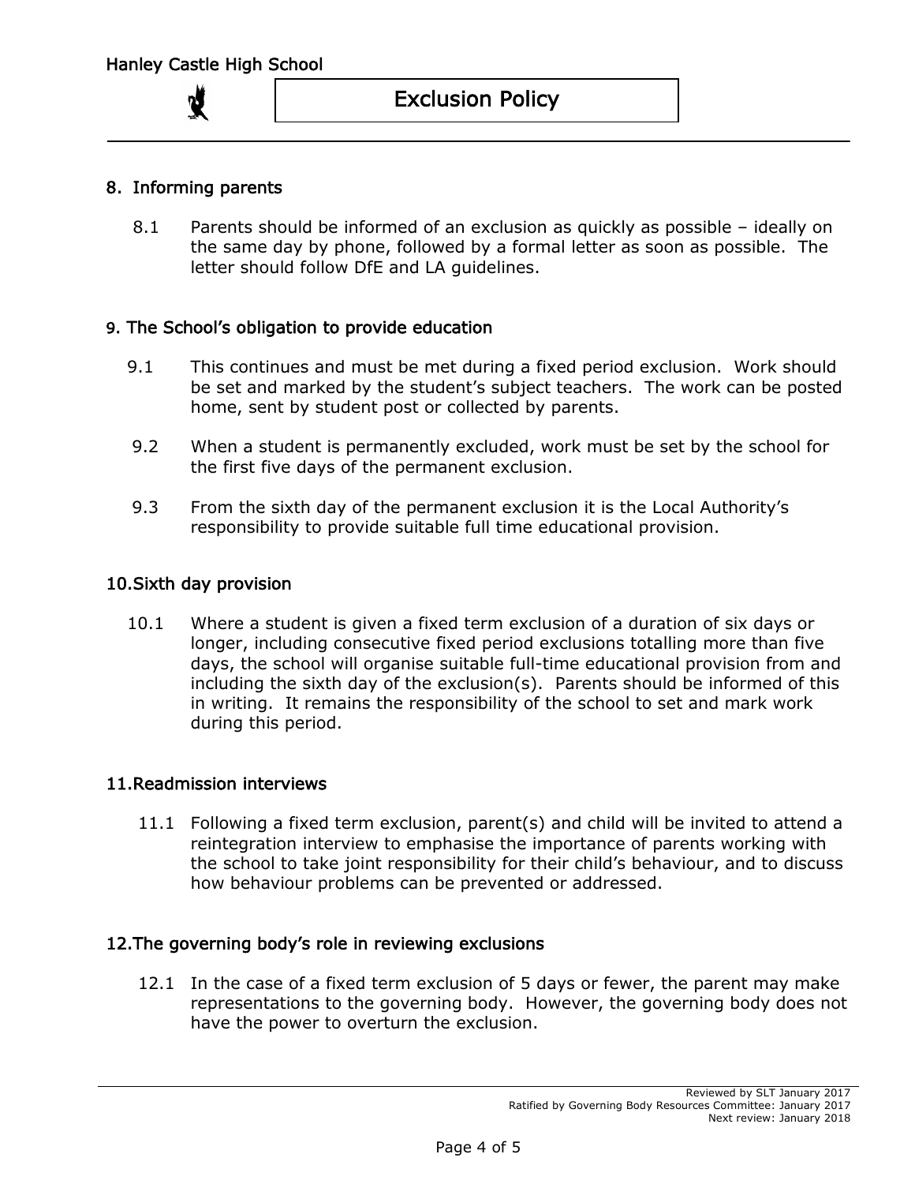## 8. Informing parents

8.1 Parents should be informed of an exclusion as quickly as possible – ideally on the same day by phone, followed by a formal letter as soon as possible. The letter should follow DfE and LA guidelines.

## 9. The School's obligation to provide education

9.1 This continues and must be met during a fixed period exclusion. Work should be set and marked by the student's subject teachers. The work can be posted home, sent by student post or collected by parents.

9.2 When a student is permanently excluded, work must be set by the school for the first five days of the permanent exclusion.

9.3 From the sixth day of the permanent exclusion it is the Local Authority's responsibility to provide suitable full time educational provision.

## 10. Sixth day provision

10.1 Where a student is given a fixed term exclusion of a duration of six days or longer, including consecutive fixed period exclusions totalling more than five days, the school will organise suitable full-time educational provision from and including the sixth day of the exclusion(s). Parents should be informed of this in writing. It remains the responsibility of the school to set and mark work during this period.

## 11. Readmission interviews

11.1 Following a fixed term exclusion, parent(s) and child will be invited to attend a reintegration interview to emphasise the importance of parents working with the school to take joint responsibility for their child's behaviour, and to discuss how behaviour problems can be prevented or addressed.

## 12. The governing body's role in reviewing exclusions

12.1 In the case of a fixed term exclusion of 5 days or fewer, the parent may make representations to the governing body. However, the governing body does not have the power to overturn the exclusion.

Reviewed by SLT January 2017
Ratified by Governing Body Resources Committee: January 2017
Next review: January 2018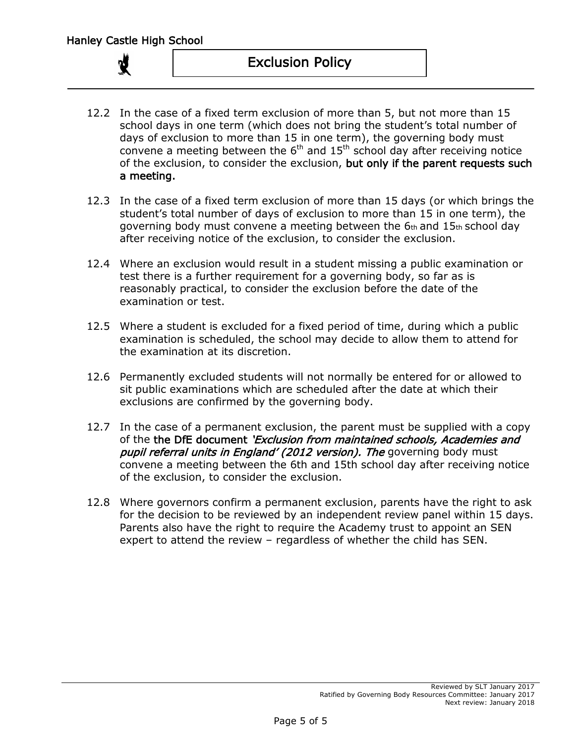12.2 In the case of a fixed term exclusion of more than 5, but not more than 15 school days in one term (which does not bring the student's total number of days of exclusion to more than 15 in one term), the governing body must convene a meeting between the 6th and 15th school day after receiving notice of the exclusion, to consider the exclusion, **but only if the parent requests such a meeting.**

12.3 In the case of a fixed term exclusion of more than 15 days (or which brings the student's total number of days of exclusion to more than 15 in one term), the governing body must convene a meeting between the 6th and 15th school day after receiving notice of the exclusion, to consider the exclusion.

12.4 Where an exclusion would result in a student missing a public examination or test there is a further requirement for a governing body, so far as is reasonably practical, to consider the exclusion before the date of the examination or test.

12.5 Where a student is excluded for a fixed period of time, during which a public examination is scheduled, the school may decide to allow them to attend for the examination at its discretion.

12.6 Permanently excluded students will not normally be entered for or allowed to sit public examinations which are scheduled after the date at which their exclusions are confirmed by the governing body.

12.7 In the case of a permanent exclusion, the parent must be supplied with a copy of the **the DfE document *'Exclusion from maintained schools, Academies and pupil referral units in England' (2012 version). The*** governing body must convene a meeting between the 6th and 15th school day after receiving notice of the exclusion, to consider the exclusion.

12.8 Where governors confirm a permanent exclusion, parents have the right to ask for the decision to be reviewed by an independent review panel within 15 days. Parents also have the right to require the Academy trust to appoint an SEN expert to attend the review – regardless of whether the child has SEN.

Reviewed by SLT January 2017
Ratified by Governing Body Resources Committee: January 2017
Next review: January 2018